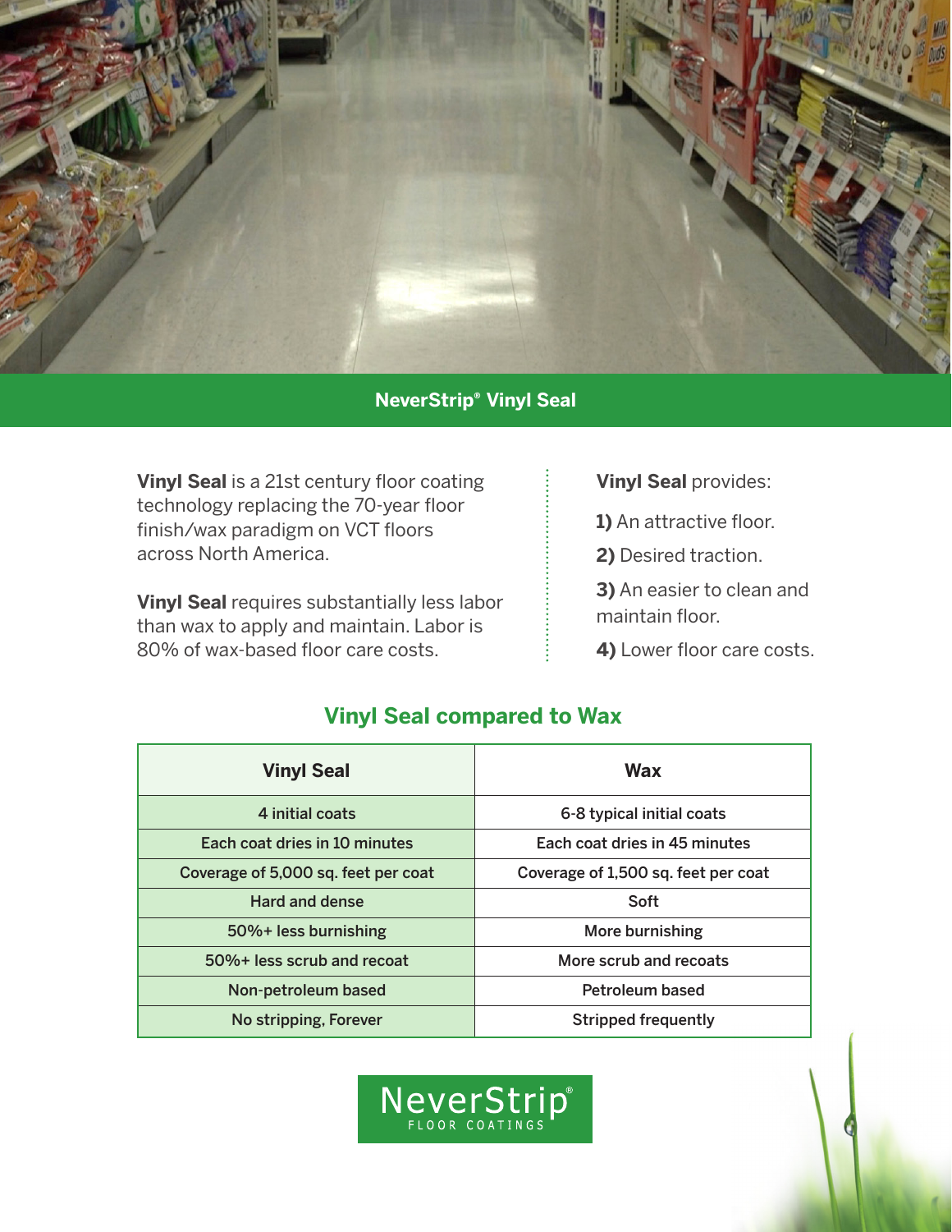# NeverStrip® Vinyl Seal

**Vinyl Seal** is a 21st century floor coating technology replacing the 70-year floor finish/wax paradigm on VCT floors across North America.

**Vinyl Seal** requires substantially less labor than wax to apply and maintain. Labor is 80% of wax-based floor care costs.

**Vinyl Seal** provides:

**1)** An attractive floor.

**2)** Desired traction.

**3)** An easier to clean and maintain floor.

**4)** Lower floor care costs.

## Vinyl Seal compared to Wax

| Vinyl Seal | Wax |
| --- | --- |
| 4 initial coats | 6-8 typical initial coats |
| Each coat dries in 10 minutes | Each coat dries in 45 minutes |
| Coverage of 5,000 sq. feet per coat | Coverage of 1,500 sq. feet per coat |
| Hard and dense | Soft |
| 50%+ less burnishing | More burnishing |
| 50%+ less scrub and recoat | More scrub and recoats |
| Non-petroleum based | Petroleum based |
| No stripping, Forever | Stripped frequently |

NeverStrip®
FLOOR COATINGS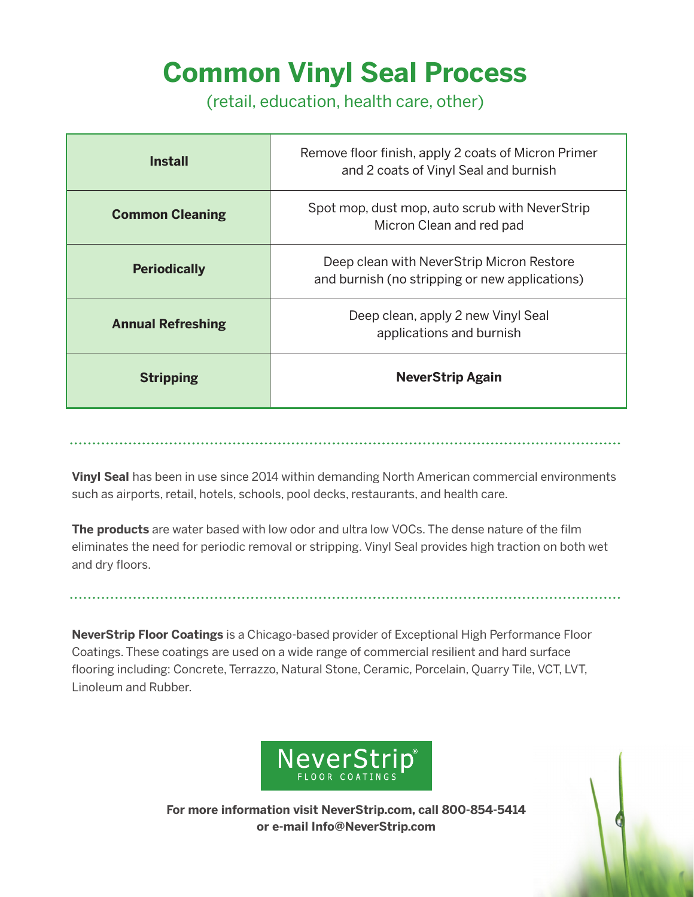# Common Vinyl Seal Process

(retail, education, health care, other)

| | |
|---|---|
| **Install** | Remove floor finish, apply 2 coats of Micron Primer and 2 coats of Vinyl Seal and burnish |
| **Common Cleaning** | Spot mop, dust mop, auto scrub with NeverStrip Micron Clean and red pad |
| **Periodically** | Deep clean with NeverStrip Micron Restore and burnish (no stripping or new applications) |
| **Annual Refreshing** | Deep clean, apply 2 new Vinyl Seal applications and burnish |
| **Stripping** | **NeverStrip Again** |

**Vinyl Seal** has been in use since 2014 within demanding North American commercial environments such as airports, retail, hotels, schools, pool decks, restaurants, and health care.

**The products** are water based with low odor and ultra low VOCs. The dense nature of the film eliminates the need for periodic removal or stripping. Vinyl Seal provides high traction on both wet and dry floors.

**NeverStrip Floor Coatings** is a Chicago-based provider of Exceptional High Performance Floor Coatings. These coatings are used on a wide range of commercial resilient and hard surface flooring including: Concrete, Terrazzo, Natural Stone, Ceramic, Porcelain, Quarry Tile, VCT, LVT, Linoleum and Rubber.

NeverStrip®
FLOOR COATINGS

**For more information visit NeverStrip.com, call 800-854-5414 or e-mail Info@NeverStrip.com**